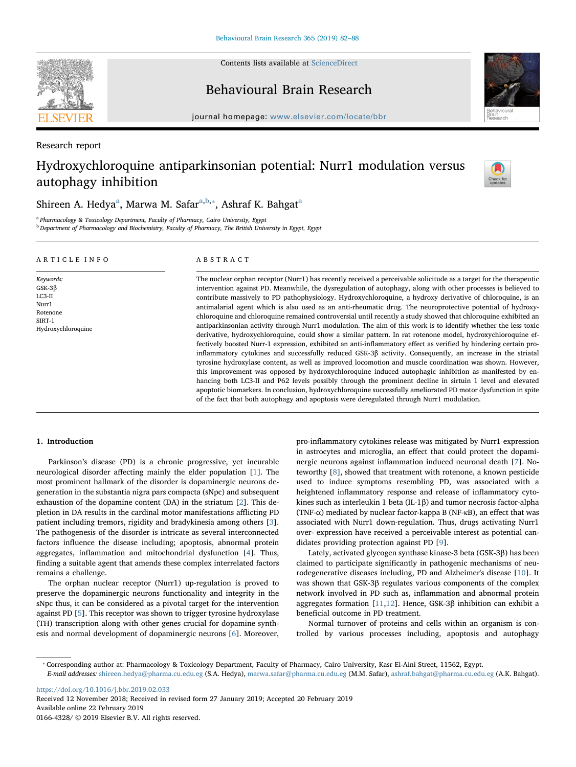Research report

# Hydroxychloroquine antiparkinsonian potential: Nurr1 modulation versus autophagy inhibition

Shireen A. Hedya[a], Marwa M. Safar[a,b,*], Ashraf K. Bahgat[a]

[a] Pharmacology & Toxicology Department, Faculty of Pharmacy, Cairo University, Egypt
[b] Department of Pharmacology and Biochemistry, Faculty of Pharmacy, The British University in Egypt, Egypt

## ARTICLE INFO

*Keywords:*
GSK-3β
LC3-II
Nurr1
Rotenone
SIRT-1
Hydroxychloroquine

## ABSTRACT

The nuclear orphan receptor (Nurr1) has recently received a perceivable solicitude as a target for the therapeutic intervention against PD. Meanwhile, the dysregulation of autophagy, along with other processes is believed to contribute massively to PD pathophysiology. Hydroxychloroquine, a hydroxy derivative of chloroquine, is an antimalarial agent which is also used as an anti-rheumatic drug. The neuroprotective potential of hydroxychloroquine and chloroquine remained controversial until recently a study showed that chloroquine exhibited an antiparkinsonian activity through Nurr1 modulation. The aim of this work is to identify whether the less toxic derivative, hydroxychloroquine, could show a similar pattern. In rat rotenone model, hydroxychloroquine effectively boosted Nurr-1 expression, exhibited an anti-inflammatory effect as verified by hindering certain pro-inflammatory cytokines and successfully reduced GSK-3β activity. Consequently, an increase in the striatal tyrosine hydroxylase content, as well as improved locomotion and muscle coordination was shown. However, this improvement was opposed by hydroxychloroquine induced autophagic inhibition as manifested by enhancing both LC3-II and P62 levels possibly through the prominent decline in sirtuin 1 level and elevated apoptotic biomarkers. In conclusion, hydroxychloroquine successfully ameliorated PD motor dysfunction in spite of the fact that both autophagy and apoptosis were deregulated through Nurr1 modulation.

## 1. Introduction

Parkinson's disease (PD) is a chronic progressive, yet incurable neurological disorder affecting mainly the elder population [1]. The most prominent hallmark of the disorder is dopaminergic neurons degeneration in the substantia nigra pars compacta (sNpc) and subsequent exhaustion of the dopamine content (DA) in the striatum [2]. This depletion in DA results in the cardinal motor manifestations afflicting PD patient including tremors, rigidity and bradykinesia among others [3]. The pathogenesis of the disorder is intricate as several interconnected factors influence the disease including; apoptosis, abnormal protein aggregates, inflammation and mitochondrial dysfunction [4]. Thus, finding a suitable agent that amends these complex interrelated factors remains a challenge.

The orphan nuclear receptor (Nurr1) up-regulation is proved to preserve the dopaminergic neurons functionality and integrity in the sNpc thus, it can be considered as a pivotal target for the intervention against PD [5]. This receptor was shown to trigger tyrosine hydroxylase (TH) transcription along with other genes crucial for dopamine synthesis and normal development of dopaminergic neurons [6]. Moreover, pro-inflammatory cytokines release was mitigated by Nurr1 expression in astrocytes and microglia, an effect that could protect the dopaminergic neurons against inflammation induced neuronal death [7]. Noteworthy [8], showed that treatment with rotenone, a known pesticide used to induce symptoms resembling PD, was associated with a heightened inflammatory response and release of inflammatory cytokines such as interleukin 1 beta (IL-1β) and tumor necrosis factor-alpha (TNF-α) mediated by nuclear factor-kappa B (NF-κB), an effect that was associated with Nurr1 down-regulation. Thus, drugs activating Nurr1 over- expression have received a perceivable interest as potential candidates providing protection against PD [9].

Lately, activated glycogen synthase kinase-3 beta (GSK-3β) has been claimed to participate significantly in pathogenic mechanisms of neurodegenerative diseases including, PD and Alzheimer's disease [10]. It was shown that GSK-3β regulates various components of the complex network involved in PD such as, inflammation and abnormal protein aggregates formation [11,12]. Hence, GSK-3β inhibition can exhibit a beneficial outcome in PD treatment.

Normal turnover of proteins and cells within an organism is controlled by various processes including, apoptosis and autophagy

---

* Corresponding author at: Pharmacology & Toxicology Department, Faculty of Pharmacy, Cairo University, Kasr El-Aini Street, 11562, Egypt.
*E-mail addresses:* shireen.hedya@pharma.cu.edu.eg (S.A. Hedya), marwa.safar@pharma.cu.edu.eg (M.M. Safar), ashraf.bahgat@pharma.cu.edu.eg (A.K. Bahgat).

https://doi.org/10.1016/j.bbr.2019.02.033
Received 12 November 2018; Received in revised form 27 January 2019; Accepted 20 February 2019
Available online 22 February 2019
0166-4328/ © 2019 Elsevier B.V. All rights reserved.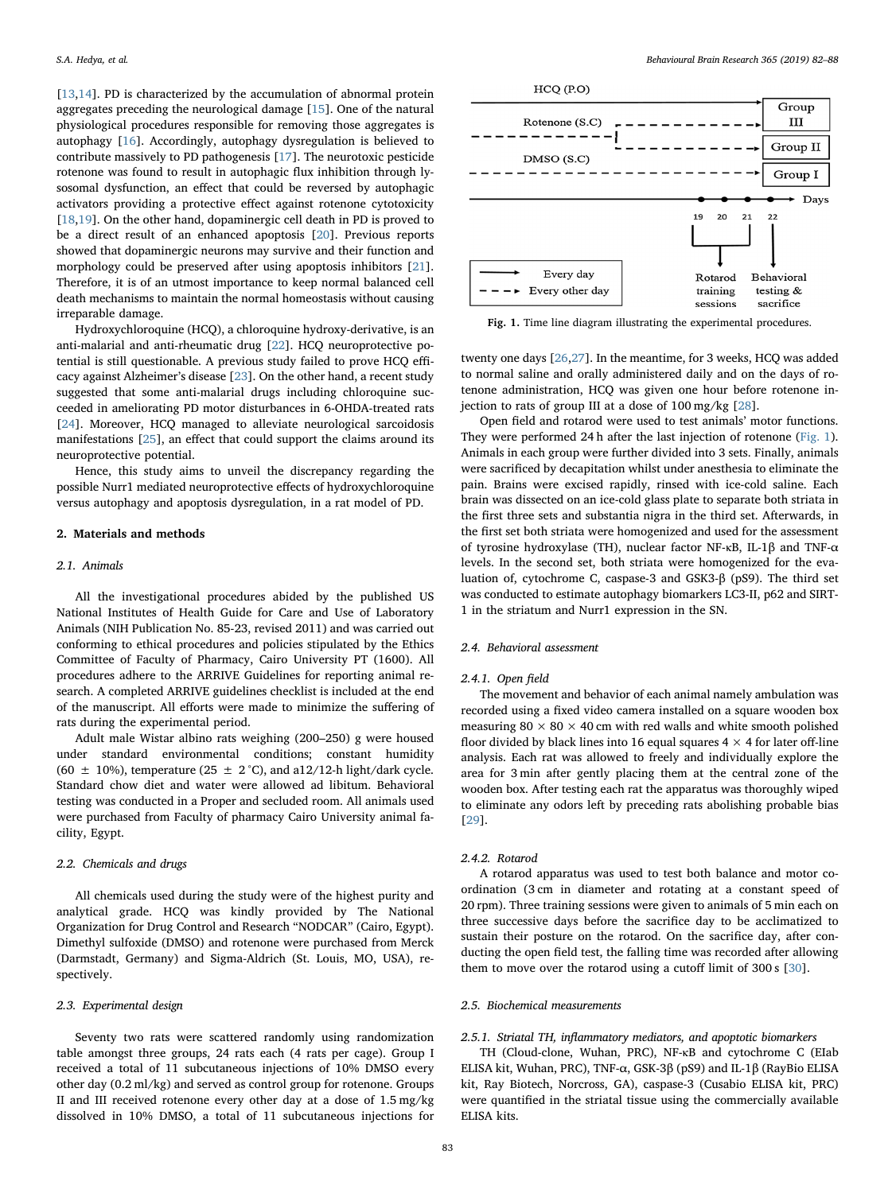[13,14]. PD is characterized by the accumulation of abnormal protein aggregates preceding the neurological damage [15]. One of the natural physiological procedures responsible for removing those aggregates is autophagy [16]. Accordingly, autophagy dysregulation is believed to contribute massively to PD pathogenesis [17]. The neurotoxic pesticide rotenone was found to result in autophagic flux inhibition through lysosomal dysfunction, an effect that could be reversed by autophagic activators providing a protective effect against rotenone cytotoxicity [18,19]. On the other hand, dopaminergic cell death in PD is proved to be a direct result of an enhanced apoptosis [20]. Previous reports showed that dopaminergic neurons may survive and their function and morphology could be preserved after using apoptosis inhibitors [21]. Therefore, it is of an utmost importance to keep normal balanced cell death mechanisms to maintain the normal homeostasis without causing irreparable damage.

Hydroxychloroquine (HCQ), a chloroquine hydroxy-derivative, is an anti-malarial and anti-rheumatic drug [22]. HCQ neuroprotective potential is still questionable. A previous study failed to prove HCQ efficacy against Alzheimer's disease [23]. On the other hand, a recent study suggested that some anti-malarial drugs including chloroquine succeeded in ameliorating PD motor disturbances in 6-OHDA-treated rats [24]. Moreover, HCQ managed to alleviate neurological sarcoidosis manifestations [25], an effect that could support the claims around its neuroprotective potential.

Hence, this study aims to unveil the discrepancy regarding the possible Nurr1 mediated neuroprotective effects of hydroxychloroquine versus autophagy and apoptosis dysregulation, in a rat model of PD.

## 2. Materials and methods

### 2.1. Animals

All the investigational procedures abided by the published US National Institutes of Health Guide for Care and Use of Laboratory Animals (NIH Publication No. 85-23, revised 2011) and was carried out conforming to ethical procedures and policies stipulated by the Ethics Committee of Faculty of Pharmacy, Cairo University PT (1600). All procedures adhere to the ARRIVE Guidelines for reporting animal research. A completed ARRIVE guidelines checklist is included at the end of the manuscript. All efforts were made to minimize the suffering of rats during the experimental period.

Adult male Wistar albino rats weighing (200–250) g were housed under standard environmental conditions; constant humidity (60 ± 10%), temperature (25 ± 2 °C), and a12/12-h light/dark cycle. Standard chow diet and water were allowed ad libitum. Behavioral testing was conducted in a Proper and secluded room. All animals used were purchased from Faculty of pharmacy Cairo University animal facility, Egypt.

### 2.2. Chemicals and drugs

All chemicals used during the study were of the highest purity and analytical grade. HCQ was kindly provided by The National Organization for Drug Control and Research "NODCAR" (Cairo, Egypt). Dimethyl sulfoxide (DMSO) and rotenone were purchased from Merck (Darmstadt, Germany) and Sigma-Aldrich (St. Louis, MO, USA), respectively.

### 2.3. Experimental design

Seventy two rats were scattered randomly using randomization table amongst three groups, 24 rats each (4 rats per cage). Group I received a total of 11 subcutaneous injections of 10% DMSO every other day (0.2 ml/kg) and served as control group for rotenone. Groups II and III received rotenone every other day at a dose of 1.5 mg/kg dissolved in 10% DMSO, a total of 11 subcutaneous injections for twenty one days [26,27]. In the meantime, for 3 weeks, HCQ was added to normal saline and orally administered daily and on the days of rotenone administration, HCQ was given one hour before rotenone injection to rats of group III at a dose of 100 mg/kg [28].

Fig. 1. Time line diagram illustrating the experimental procedures.

Open field and rotarod were used to test animals' motor functions. They were performed 24 h after the last injection of rotenone (Fig. 1). Animals in each group were further divided into 3 sets. Finally, animals were sacrificed by decapitation whilst under anesthesia to eliminate the pain. Brains were excised rapidly, rinsed with ice-cold saline. Each brain was dissected on an ice-cold glass plate to separate both striata in the first three sets and substantia nigra in the third set. Afterwards, in the first set both striata were homogenized and used for the assessment of tyrosine hydroxylase (TH), nuclear factor NF-κB, IL-1β and TNF-α levels. In the second set, both striata were homogenized for the evaluation of, cytochrome C, caspase-3 and GSK3-β (pS9). The third set was conducted to estimate autophagy biomarkers LC3-II, p62 and SIRT-1 in the striatum and Nurr1 expression in the SN.

### 2.4. Behavioral assessment

#### 2.4.1. Open field

The movement and behavior of each animal namely ambulation was recorded using a fixed video camera installed on a square wooden box measuring 80 × 80 × 40 cm with red walls and white smooth polished floor divided by black lines into 16 equal squares 4 × 4 for later off-line analysis. Each rat was allowed to freely and individually explore the area for 3 min after gently placing them at the central zone of the wooden box. After testing each rat the apparatus was thoroughly wiped to eliminate any odors left by preceding rats abolishing probable bias [29].

#### 2.4.2. Rotarod

A rotarod apparatus was used to test both balance and motor coordination (3 cm in diameter and rotating at a constant speed of 20 rpm). Three training sessions were given to animals of 5 min each on three successive days before the sacrifice day to be acclimatized to sustain their posture on the rotarod. On the sacrifice day, after conducting the open field test, the falling time was recorded after allowing them to move over the rotarod using a cutoff limit of 300 s [30].

### 2.5. Biochemical measurements

#### 2.5.1. Striatal TH, inflammatory mediators, and apoptotic biomarkers

TH (Cloud-clone, Wuhan, PRC), NF-κB and cytochrome C (Elab ELISA kit, Wuhan, PRC), TNF-α, GSK-3β (pS9) and IL-1β (RayBio ELISA kit, Ray Biotech, Norcross, GA), caspase-3 (Cusabio ELISA kit, PRC) were quantified in the striatal tissue using the commercially available ELISA kits.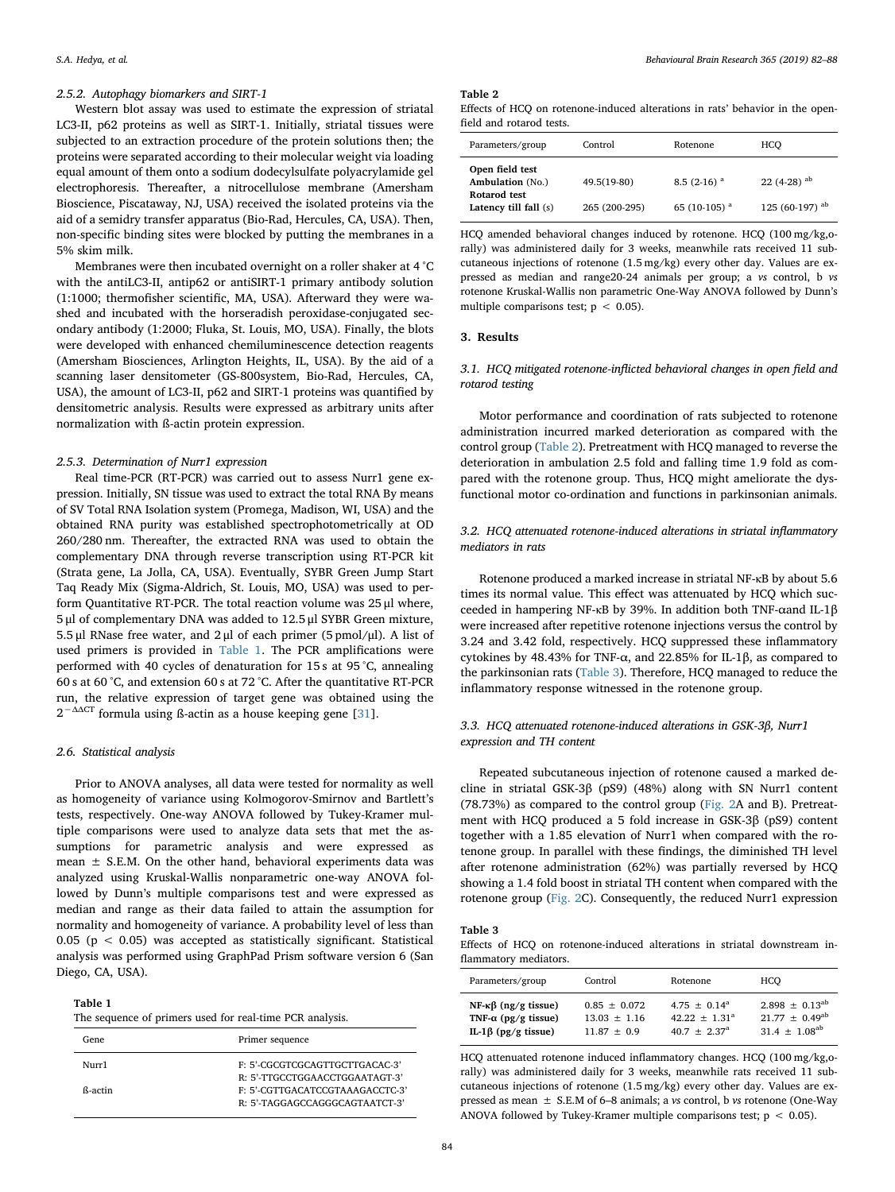#### 2.5.2. Autophagy biomarkers and SIRT-1

Western blot assay was used to estimate the expression of striatal LC3-II, p62 proteins as well as SIRT-1. Initially, striatal tissues were subjected to an extraction procedure of the protein solutions then; the proteins were separated according to their molecular weight via loading equal amount of them onto a sodium dodecylsulfate polyacrylamide gel electrophoresis. Thereafter, a nitrocellulose membrane (Amersham Bioscience, Piscataway, NJ, USA) received the isolated proteins via the aid of a semidry transfer apparatus (Bio-Rad, Hercules, CA, USA). Then, non-specific binding sites were blocked by putting the membranes in a 5% skim milk.

Membranes were then incubated overnight on a roller shaker at 4 °C with the antiLC3-II, antip62 or antiSIRT-1 primary antibody solution (1:1000; thermofisher scientific, MA, USA). Afterward they were washed and incubated with the horseradish peroxidase-conjugated secondary antibody (1:2000; Fluka, St. Louis, MO, USA). Finally, the blots were developed with enhanced chemiluminescence detection reagents (Amersham Biosciences, Arlington Heights, IL, USA). By the aid of a scanning laser densitometer (GS-800system, Bio-Rad, Hercules, CA, USA), the amount of LC3-II, p62 and SIRT-1 proteins was quantified by densitometric analysis. Results were expressed as arbitrary units after normalization with ß-actin protein expression.

#### 2.5.3. Determination of Nurr1 expression

Real time-PCR (RT-PCR) was carried out to assess Nurr1 gene expression. Initially, SN tissue was used to extract the total RNA By means of SV Total RNA Isolation system (Promega, Madison, WI, USA) and the obtained RNA purity was established spectrophotometrically at OD 260/280 nm. Thereafter, the extracted RNA was used to obtain the complementary DNA through reverse transcription using RT-PCR kit (Strata gene, La Jolla, CA, USA). Eventually, SYBR Green Jump Start Taq Ready Mix (Sigma-Aldrich, St. Louis, MO, USA) was used to perform Quantitative RT-PCR. The total reaction volume was 25 µl where, 5 µl of complementary DNA was added to 12.5 µl SYBR Green mixture, 5.5 µl RNase free water, and 2 µl of each primer (5 pmol/µl). A list of used primers is provided in Table 1. The PCR amplifications were performed with 40 cycles of denaturation for 15 s at 95 °C, annealing 60 s at 60 °C, and extension 60 s at 72 °C. After the quantitative RT-PCR run, the relative expression of target gene was obtained using the $2^{-\Delta\Delta CT}$ formula using ß-actin as a house keeping gene [31].

### 2.6. Statistical analysis

Prior to ANOVA analyses, all data were tested for normality as well as homogeneity of variance using Kolmogorov-Smirnov and Bartlett's tests, respectively. One-way ANOVA followed by Tukey-Kramer multiple comparisons were used to analyze data sets that met the assumptions for parametric analysis and were expressed as mean ± S.E.M. On the other hand, behavioral experiments data was analyzed using Kruskal-Wallis nonparametric one-way ANOVA followed by Dunn's multiple comparisons test and were expressed as median and range as their data failed to attain the assumption for normality and homogeneity of variance. A probability level of less than 0.05 ($p < 0.05$) was accepted as statistically significant. Statistical analysis was performed using GraphPad Prism software version 6 (San Diego, CA, USA).

**Table 1**
The sequence of primers used for real-time PCR analysis.

| Gene | Primer sequence |
|---|---|
| Nurr1 | F: 5'-CGCGTCGCAGTTGCTTGACAC-3' |
| | R: 5'-TTGCCTGGAACCTGGAATAGT-3' |
| ß-actin | F: 5'-CGTTGACATCCGTAAAGACCTC-3' |
| | R: 5'-TAGGAGCCAGGGCAGTAATCT-3' |

**Table 2**
Effects of HCQ on rotenone-induced alterations in rats' behavior in the open-field and rotarod tests.

| Parameters/group | Control | Rotenone | HCQ |
|---|---|---|---|
| **Open field test** | | | |
| **Ambulation** (No.) | 49.5(19-80) | 8.5 (2-16) [a] | 22 (4-28) [ab] |
| **Rotarod test** | | | |
| **Latency till fall** (s) | 265 (200-295) | 65 (10-105) [a] | 125 (60-197) [ab] |

HCQ amended behavioral changes induced by rotenone. HCQ (100 mg/kg,orally) was administered daily for 3 weeks, meanwhile rats received 11 subcutaneous injections of rotenone (1.5 mg/kg) every other day. Values are expressed as median and range20-24 animals per group; a *vs* control, b *vs* rotenone Kruskal-Wallis non parametric One-Way ANOVA followed by Dunn's multiple comparisons test; $p < 0.05$).

## 3. Results

### 3.1. HCQ mitigated rotenone-inflicted behavioral changes in open field and rotarod testing

Motor performance and coordination of rats subjected to rotenone administration incurred marked deterioration as compared with the control group (Table 2). Pretreatment with HCQ managed to reverse the deterioration in ambulation 2.5 fold and falling time 1.9 fold as compared with the rotenone group. Thus, HCQ might ameliorate the dysfunctional motor co-ordination and functions in parkinsonian animals.

### 3.2. HCQ attenuated rotenone-induced alterations in striatal inflammatory mediators in rats

Rotenone produced a marked increase in striatal NF-κB by about 5.6 times its normal value. This effect was attenuated by HCQ which succeeded in hampering NF-κB by 39%. In addition both TNF-αand IL-1β were increased after repetitive rotenone injections versus the control by 3.24 and 3.42 fold, respectively. HCQ suppressed these inflammatory cytokines by 48.43% for TNF-α, and 22.85% for IL-1β, as compared to the parkinsonian rats (Table 3). Therefore, HCQ managed to reduce the inflammatory response witnessed in the rotenone group.

### 3.3. HCQ attenuated rotenone-induced alterations in GSK-3β, Nurr1 expression and TH content

Repeated subcutaneous injection of rotenone caused a marked decline in striatal GSK-3β (pS9) (48%) along with SN Nurr1 content (78.73%) as compared to the control group (Fig. 2A and B). Pretreatment with HCQ produced a 5 fold increase in GSK-3β (pS9) content together with a 1.85 elevation of Nurr1 when compared with the rotenone group. In parallel with these findings, the diminished TH level after rotenone administration (62%) was partially reversed by HCQ showing a 1.4 fold boost in striatal TH content when compared with the rotenone group (Fig. 2C). Consequently, the reduced Nurr1 expression

**Table 3**
Effects of HCQ on rotenone-induced alterations in striatal downstream inflammatory mediators.

| Parameters/group | Control | Rotenone | HCQ |
|---|---|---|---|
| **NF-κβ (ng/g tissue)** | 0.85 ± 0.072 | 4.75 ± 0.14[a] | 2.898 ± 0.13[ab] |
| **TNF-α (pg/g tissue)** | 13.03 ± 1.16 | 42.22 ± 1.31[a] | 21.77 ± 0.49[ab] |
| **IL-1β (pg/g tissue)** | 11.87 ± 0.9 | 40.7 ± 2.37[a] | 31.4 ± 1.08[ab] |

HCQ attenuated rotenone induced inflammatory changes. HCQ (100 mg/kg,orally) was administered daily for 3 weeks, meanwhile rats received 11 subcutaneous injections of rotenone (1.5 mg/kg) every other day. Values are expressed as mean ± S.E.M of 6–8 animals; a *vs* control, b *vs* rotenone (One-Way ANOVA followed by Tukey-Kramer multiple comparisons test; $p < 0.05$).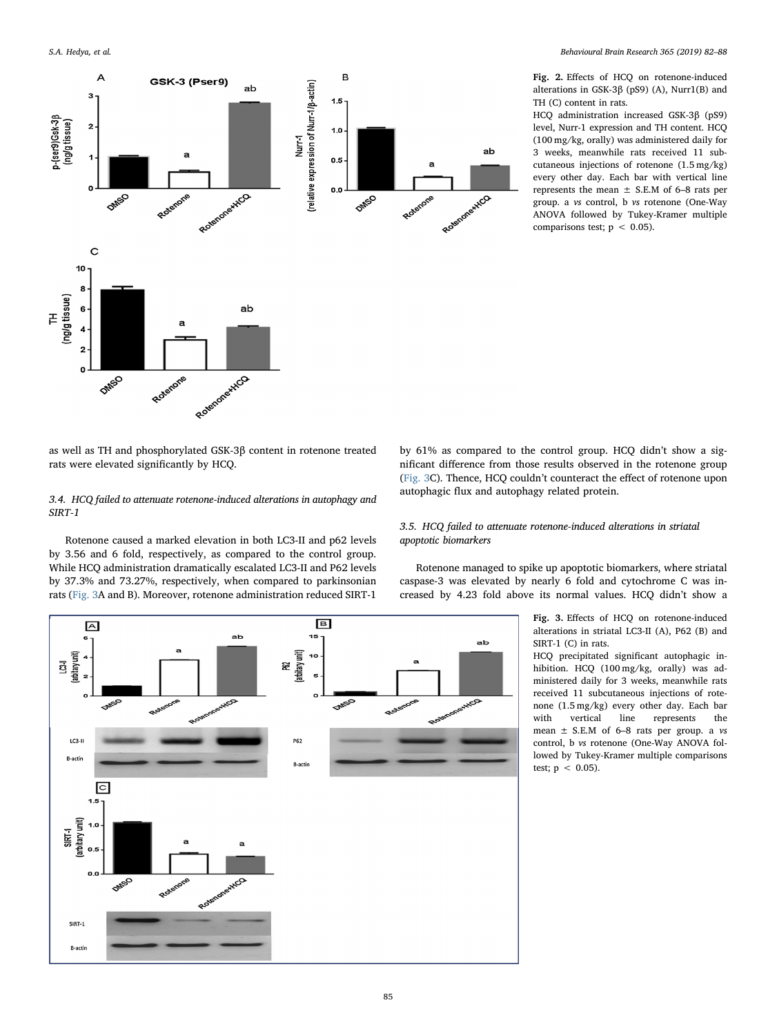**Fig. 2.** Effects of HCQ on rotenone-induced alterations in GSK-3β (pS9) (A), Nurr1(B) and TH (C) content in rats.

HCQ administration increased GSK-3β (pS9) level, Nurr-1 expression and TH content. HCQ (100 mg/kg, orally) was administered daily for 3 weeks, meanwhile rats received 11 subcutaneous injections of rotenone (1.5 mg/kg) every other day. Each bar with vertical line represents the mean ± S.E.M of 6–8 rats per group. a *vs* control, b *vs* rotenone (One-Way ANOVA followed by Tukey-Kramer multiple comparisons test; $p < 0.05$).

as well as TH and phosphorylated GSK-3β content in rotenone treated rats were elevated significantly by HCQ.

### 3.4. HCQ failed to attenuate rotenone-induced alterations in autophagy and SIRT-1

Rotenone caused a marked elevation in both LC3-II and p62 levels by 3.56 and 6 fold, respectively, as compared to the control group. While HCQ administration dramatically escalated LC3-II and P62 levels by 37.3% and 73.27%, respectively, when compared to parkinsonian rats (Fig. 3A and B). Moreover, rotenone administration reduced SIRT-1 by 61% as compared to the control group. HCQ didn't show a significant difference from those results observed in the rotenone group (Fig. 3C). Thence, HCQ couldn't counteract the effect of rotenone upon autophagic flux and autophagy related protein.

### 3.5. HCQ failed to attenuate rotenone-induced alterations in striatal apoptotic biomarkers

Rotenone managed to spike up apoptotic biomarkers, where striatal caspase-3 was elevated by nearly 6 fold and cytochrome C was increased by 4.23 fold above its normal values. HCQ didn't show a

**Fig. 3.** Effects of HCQ on rotenone-induced alterations in striatal LC3-II (A), P62 (B) and SIRT-1 (C) in rats.

HCQ precipitated significant autophagic inhibition. HCQ (100 mg/kg, orally) was administered daily for 3 weeks, meanwhile rats received 11 subcutaneous injections of rotenone (1.5 mg/kg) every other day. Each bar with vertical line represents the mean ± S.E.M of 6–8 rats per group. a *vs* control, b *vs* rotenone (One-Way ANOVA followed by Tukey-Kramer multiple comparisons test; $p < 0.05$).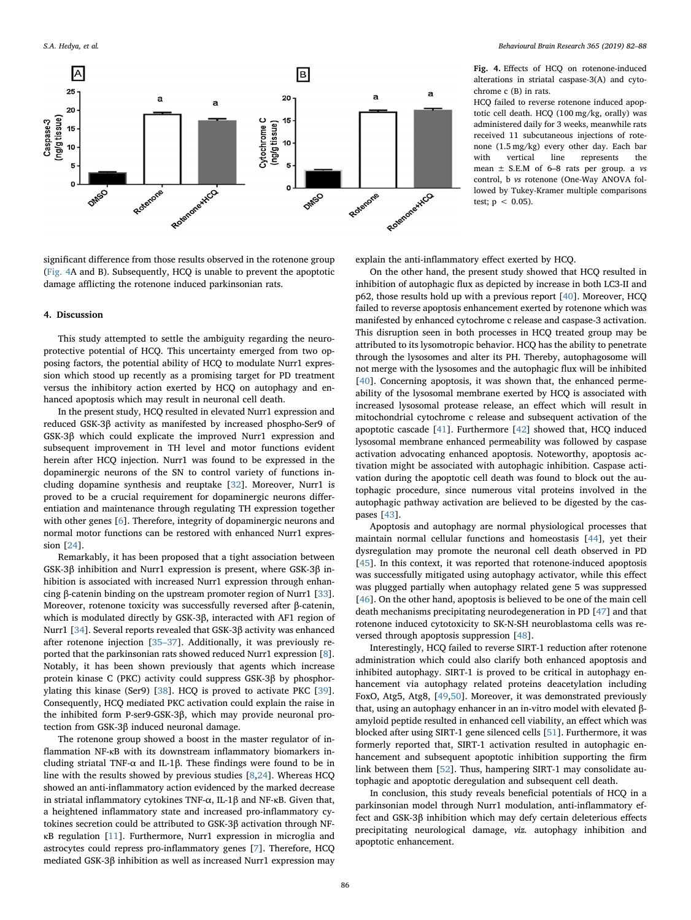Fig. 4. Effects of HCQ on rotenone-induced alterations in striatal caspase-3(A) and cytochrome c (B) in rats.
HCQ failed to reverse rotenone induced apoptotic cell death. HCQ (100 mg/kg, orally) was administered daily for 3 weeks, meanwhile rats received 11 subcutaneous injections of rotenone (1.5 mg/kg) every other day. Each bar with vertical line represents the mean ± S.E.M of 6–8 rats per group. a *vs* control, b *vs* rotenone (One-Way ANOVA followed by Tukey-Kramer multiple comparisons test; $p < 0.05$).

significant difference from those results observed in the rotenone group (Fig. 4A and B). Subsequently, HCQ is unable to prevent the apoptotic damage afflicting the rotenone induced parkinsonian rats.

## 4. Discussion

This study attempted to settle the ambiguity regarding the neuroprotective potential of HCQ. This uncertainty emerged from two opposing factors, the potential ability of HCQ to modulate Nurr1 expression which stood up recently as a promising target for PD treatment versus the inhibitory action exerted by HCQ on autophagy and enhanced apoptosis which may result in neuronal cell death.

In the present study, HCQ resulted in elevated Nurr1 expression and reduced GSK-3β activity as manifested by increased phospho-Ser9 of GSK-3β which could explicate the improved Nurr1 expression and subsequent improvement in TH level and motor functions evident herein after HCQ injection. Nurr1 was found to be expressed in the dopaminergic neurons of the SN to control variety of functions including dopamine synthesis and reuptake [32]. Moreover, Nurr1 is proved to be a crucial requirement for dopaminergic neurons differentiation and maintenance through regulating TH expression together with other genes [6]. Therefore, integrity of dopaminergic neurons and normal motor functions can be restored with enhanced Nurr1 expression [24].

Remarkably, it has been proposed that a tight association between GSK-3β inhibition and Nurr1 expression is present, where GSK-3β inhibition is associated with increased Nurr1 expression through enhancing β-catenin binding on the upstream promoter region of Nurr1 [33]. Moreover, rotenone toxicity was successfully reversed after β-catenin, which is modulated directly by GSK-3β, interacted with AF1 region of Nurr1 [34]. Several reports revealed that GSK-3β activity was enhanced after rotenone injection [35–37]. Additionally, it was previously reported that the parkinsonian rats showed reduced Nurr1 expression [8]. Notably, it has been shown previously that agents which increase protein kinase C (PKC) activity could suppress GSK-3β by phosphorylating this kinase (Ser9) [38]. HCQ is proved to activate PKC [39]. Consequently, HCQ mediated PKC activation could explain the raise in the inhibited form P-ser9-GSK-3β, which may provide neuronal protection from GSK-3β induced neuronal damage.

The rotenone group showed a boost in the master regulator of inflammation NF-κB with its downstream inflammatory biomarkers including striatal TNF-α and IL-1β. These findings were found to be in line with the results showed by previous studies [8,24]. Whereas HCQ showed an anti-inflammatory action evidenced by the marked decrease in striatal inflammatory cytokines TNF-α, IL-1β and NF-κB. Given that, a heightened inflammatory state and increased pro-inflammatory cytokines secretion could be attributed to GSK-3β activation through NF-κB regulation [11]. Furthermore, Nurr1 expression in microglia and astrocytes could repress pro-inflammatory genes [7]. Therefore, HCQ mediated GSK-3β inhibition as well as increased Nurr1 expression may explain the anti-inflammatory effect exerted by HCQ.

On the other hand, the present study showed that HCQ resulted in inhibition of autophagic flux as depicted by increase in both LC3-II and p62, those results hold up with a previous report [40]. Moreover, HCQ failed to reverse apoptosis enhancement exerted by rotenone which was manifested by enhanced cytochrome c release and caspase-3 activation. This disruption seen in both processes in HCQ treated group may be attributed to its lysotropic behavior. HCQ has the ability to penetrate through the lysosomes and alter its PH. Thereby, autophagosome will not merge with the lysosomes and the autophagic flux will be inhibited [40]. Concerning apoptosis, it was shown that, the enhanced permeability of the lysosomal membrane exerted by HCQ is associated with increased lysosomal protease release, an effect which will result in mitochondrial cytochrome c release and subsequent activation of the apoptotic cascade [41]. Furthermore [42] showed that, HCQ induced lysosomal membrane enhanced permeability was followed by caspase activation advocating enhanced apoptosis. Noteworthy, apoptosis activation might be associated with autophagic inhibition. Caspase activation during the apoptotic cell death was found to block out the autophagic procedure, since numerous vital proteins involved in the autophagic pathway activation are believed to be digested by the caspases [43].

Apoptosis and autophagy are normal physiological processes that maintain normal cellular functions and homeostasis [44], yet their dysregulation may promote the neuronal cell death observed in PD [45]. In this context, it was reported that rotenone-induced apoptosis was successfully mitigated using autophagy activator, while this effect was plugged partially when autophagy related gene 5 was suppressed [46]. On the other hand, apoptosis is believed to be one of the main cell death mechanisms precipitating neurodegeneration in PD [47] and that rotenone induced cytotoxicity to SK-N-SH neuroblastoma cells was reversed through apoptosis suppression [48].

Interestingly, HCQ failed to reverse SIRT-1 reduction after rotenone administration which could also clarify both enhanced apoptosis and inhibited autophagy. SIRT-1 is proved to be critical in autophagy enhancement via autophagy related proteins deacetylation including FoxO, Atg5, Atg8, [49,50]. Moreover, it was demonstrated previously that, using an autophagy enhancer in an in-vitro model with elevated β-amyloid peptide resulted in enhanced cell viability, an effect which was blocked after using SIRT-1 gene silenced cells [51]. Furthermore, it was formerly reported that, SIRT-1 activation resulted in autophagic enhancement and subsequent apoptotic inhibition supporting the firm link between them [52]. Thus, hampering SIRT-1 may consolidate autophagic and apoptotic deregulation and subsequent cell death.

In conclusion, this study reveals beneficial potentials of HCQ in a parkinsonian model through Nurr1 modulation, anti-inflammatory effect and GSK-3β inhibition which may defy certain deleterious effects precipitating neurological damage, *viz.* autophagy inhibition and apoptotic enhancement.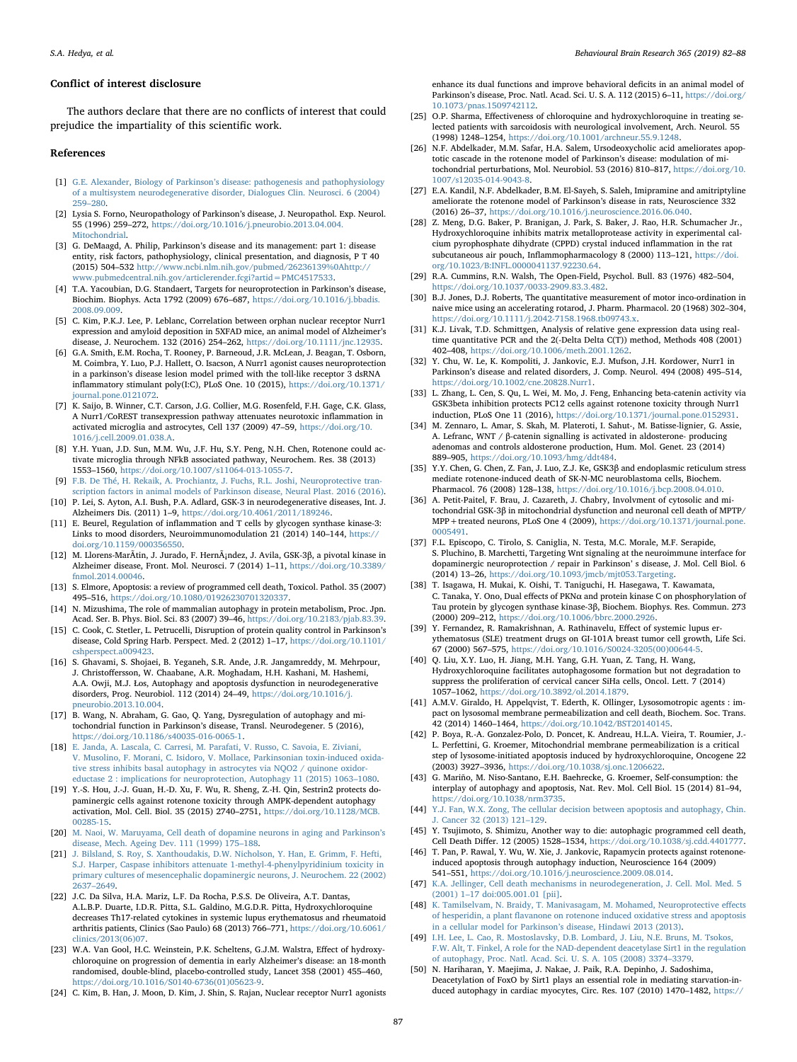## Conflict of interest disclosure

The authors declare that there are no conflicts of interest that could prejudice the impartiality of this scientific work.

## References

[1] G.E. Alexander, Biology of Parkinson's disease: pathogenesis and pathophysiology of a multisystem neurodegenerative disorder, Dialogues Clin. Neurosci. 6 (2004) 259–280.

[2] Lysia S. Forno, Neuropathology of Parkinson's disease, J. Neuropathol. Exp. Neurol. 55 (1996) 259–272, https://doi.org/10.1016/j.pneurobio.2013.04.004. Mitochondrial.

[3] G. DeMaagd, A. Philip, Parkinson's disease and its management: part 1: disease entity, risk factors, pathophysiology, clinical presentation, and diagnosis, P T 40 (2015) 504–532 http://www.ncbi.nlm.nih.gov/pubmed/26236139%0Ahttp://www.pubmedcentral.nih.gov/articlerender.fcgi?artid=PMC4517533.

[4] T.A. Yacoubian, D.G. Standaert, Targets for neuroprotection in Parkinson's disease, Biochim. Biophys. Acta 1792 (2009) 676–687, https://doi.org/10.1016/j.bbadis.2008.09.009.

[5] C. Kim, P.K.J. Lee, P. Leblanc, Correlation between orphan nuclear receptor Nurr1 expression and amyloid deposition in 5XFAD mice, an animal model of Alzheimer's disease, J. Neurochem. 132 (2016) 254–262, https://doi.org/10.1111/jnc.12935.

[6] G.A. Smith, E.M. Rocha, T. Rooney, P. Barneoud, J.R. McLean, J. Beagan, T. Osborn, M. Coimbra, Y. Luo, P.J. Hallett, O. Isacson, A Nurr1 agonist causes neuroprotection in a parkinson's disease lesion model primed with the toll-like receptor 3 dsRNA inflammatory stimulant poly(I:C), PLoS One. 10 (2015), https://doi.org/10.1371/journal.pone.0121072.

[7] K. Saijo, B. Winner, C.T. Carson, J.G. Collier, M.G. Rosenfeld, F.H. Gage, C.K. Glass, A Nurr1/CoREST transrepression pathway attenuates neurotoxic inflammation in activated microglia and astrocytes, Cell 137 (2009) 47–59, https://doi.org/10.1016/j.cell.2009.01.038.A.

[8] Y.H. Yuan, J.D. Sun, M.M. Wu, J.F. Hu, S.Y. Peng, N.H. Chen, Rotenone could activate microglia through NFkB associated pathway, Neurochem. Res. 38 (2013) 1553–1560, https://doi.org/10.1007/s11064-013-1055-7.

[9] F.B. De Thé, H. Rekaik, A. Prochiantz, J. Fuchs, R.L. Joshi, Neuroprotective transcription factors in animal models of Parkinson disease, Neural Plast. 2016 (2016).

[10] P. Lei, S. Ayton, A.I. Bush, P.A. Adlard, GSK-3 in neurodegenerative diseases, Int. J. Alzheimers Dis. (2011) 1–9, https://doi.org/10.4061/2011/189246.

[11] E. Beurel, Regulation of inflammation and T cells by glycogen synthase kinase-3: Links to mood disorders, Neuroimmunomodulation 21 (2014) 140–144, https://doi.org/10.1159/000356550.

[12] M. Llorens-MarÃtin, J. Jurado, F. HernÃ¡ndez, J. Avila, GSK-3β, a pivotal kinase in Alzheimer disease, Front. Mol. Neurosci. 7 (2014) 1–11, https://doi.org/10.3389/fnmol.2014.00046.

[13] S. Elmore, Apoptosis: a review of programmed cell death, Toxicol. Pathol. 35 (2007) 495–516, https://doi.org/10.1080/01926230701320337.

[14] N. Mizushima, The role of mammalian autophagy in protein metabolism, Proc. Jpn. Acad. Ser. B. Phys. Biol. Sci. 83 (2007) 39–46, https://doi.org/10.2183/pjab.83.39.

[15] C. Cook, C. Stetler, L. Petrucelli, Disruption of protein quality control in Parkinson's disease, Cold Spring Harb. Perspect. Med. 2 (2012) 1–17, https://doi.org/10.1101/cshperspect.a009423.

[16] S. Ghavami, S. Shojaei, B. Yeganeh, S.R. Ande, J.R. Jangamreddy, M. Mehrpour, J. Christoffersson, W. Chaabane, A.R. Moghadam, H.H. Kashani, M. Hashemi, A.A. Owji, M.J. Łos, Autophagy and apoptosis dysfunction in neurodegenerative disorders, Prog. Neurobiol. 112 (2014) 24–49, https://doi.org/10.1016/j.pneurobio.2013.10.004.

[17] B. Wang, N. Abraham, G. Gao, Q. Yang, Dysregulation of autophagy and mitochondrial function in Parkinson's disease, Transl. Neurodegener. 5 (2016), https://doi.org/10.1186/s40035-016-0065-1.

[18] E. Janda, A. Lascala, C. Carresi, M. Parafati, V. Russo, C. Savoia, E. Ziviani, V. Musolino, F. Morani, C. Isidoro, V. Mollace, Parkinsonian toxin-induced oxidative stress inhibits basal autophagy in astrocytes via NQO2 / quinone oxidoreductase 2 : implications for neuroprotection, Autophagy 11 (2015) 1063–1080.

[19] Y.-S. Hou, J.-J. Guan, H.-D. Xu, F. Wu, R. Sheng, Z.-H. Qin, Sestrin2 protects dopaminergic cells against rotenone toxicity through AMPK-dependent autophagy activation, Mol. Cell. Biol. 35 (2015) 2740–2751, https://doi.org/10.1128/MCB.00285-15.

[20] M. Naoi, W. Maruyama, Cell death of dopamine neurons in aging and Parkinson's disease, Mech. Ageing Dev. 111 (1999) 175–188.

[21] J. Bilsland, S. Roy, S. Xanthoudakis, D.W. Nicholson, Y. Han, E. Grimm, F. Hefti, S.J. Harper, Caspase inhibitors attenuate 1-methyl-4-phenylpyridinium toxicity in primary cultures of mesencephalic dopaminergic neurons, J. Neurochem. 22 (2002) 2637–2649.

[22] J.C. Da Silva, H.A. Mariz, L.F. Da Rocha, P.S.S. De Oliveira, A.T. Dantas, A.L.B.P. Duarte, I.D.R. Pitta, S.L. Galdino, M.G.D.R. Pitta, Hydroxychloroquine decreases Th17-related cytokines in systemic lupus erythematosus and rheumatoid arthritis patients, Clinics (Sao Paulo) 68 (2013) 766–771, https://doi.org/10.6061/clinics/2013(06)07.

[23] W.A. Van Gool, H.C. Weinstein, P.K. Scheltens, G.J.M. Walstra, Effect of hydroxychloroquine on progression of dementia in early Alzheimer's disease: an 18-month randomised, double-blind, placebo-controlled study, Lancet 358 (2001) 455–460, https://doi.org/10.1016/S0140-6736(01)05623-9.

[24] C. Kim, B. Han, J. Moon, D. Kim, J. Shin, S. Rajan, Nuclear receptor Nurr1 agonists enhance its dual functions and improve behavioral deficits in an animal model of Parkinson's disease, Proc. Natl. Acad. Sci. U. S. A. 112 (2015) 6–11, https://doi.org/10.1073/pnas.1509742112.

[25] O.P. Sharma, Effectiveness of chloroquine and hydroxychloroquine in treating selected patients with sarcoidosis with neurological involvement, Arch. Neurol. 55 (1998) 1248–1254, https://doi.org/10.1001/archneur.55.9.1248.

[26] N.F. Abdelkader, M.M. Safar, H.A. Salem, Ursodeoxycholic acid ameliorates apoptotic cascade in the rotenone model of Parkinson's disease: modulation of mitochondrial perturbations, Mol. Neurobiol. 53 (2016) 810–817, https://doi.org/10.1007/s12035-014-9043-8.

[27] E.A. Kandil, N.F. Abdelkader, B.M. El-Sayeh, S. Saleh, Imipramine and amitriptyline ameliorate the rotenone model of Parkinson's disease in rats, Neuroscience 332 (2016) 26–37, https://doi.org/10.1016/j.neuroscience.2016.06.040.

[28] Z. Meng, D.G. Baker, P. Branigan, J. Park, S. Baker, J. Rao, H.R. Schumacher Jr., Hydroxychloroquine inhibits matrix metalloprotease activity in experimental calcium pyrophosphate dihydrate (CPPD) crystal induced inflammation in the rat subcutaneous air pouch, Inflammopharmacology 8 (2000) 113–121, https://doi.org/10.1023/B:INFL.0000041137.92230.64.

[29] R.A. Cummins, R.N. Walsh, The Open-Field, Psychol. Bull. 83 (1976) 482–504, https://doi.org/10.1037/0033-2909.83.3.482.

[30] B.J. Jones, D.J. Roberts, The quantitative measurement of motor inco-ordination in naive mice using an accelerating rotarod, J. Pharm. Pharmacol. 20 (1968) 302–304, https://doi.org/10.1111/j.2042-7158.1968.tb09743.x.

[31] K.J. Livak, T.D. Schmittgen, Analysis of relative gene expression data using real-time quantitative PCR and the 2(-Delta Delta C(T)) method, Methods 408 (2001) 402–408, https://doi.org/10.1006/meth.2001.1262.

[32] Y. Chu, W. Le, K. Kompoliti, J. Jankovic, E.J. Mufson, J.H. Kordower, Nurr1 in Parkinson's disease and related disorders, J. Comp. Neurol. 494 (2008) 495–514, https://doi.org/10.1002/cne.20828.Nurr1.

[33] L. Zhang, L. Cen, S. Qu, L. Wei, M. Mo, J. Feng, Enhancing beta-catenin activity via GSK3beta inhibition protects PC12 cells against rotenone toxicity through Nurr1 induction, PLoS One 11 (2016), https://doi.org/10.1371/journal.pone.0152931.

[34] M. Zennaro, L. Amar, S. Skah, M. Plateroti, I. Sahut-, M. Batisse-lignier, G. Assie, A. Lefranc, WNT / β-catenin signalling is activated in aldosterone- producing adenomas and controls aldosterone production, Hum. Mol. Genet. 23 (2014) 889–905, https://doi.org/10.1093/hmg/ddt484.

[35] Y.Y. Chen, G. Chen, Z. Fan, J. Luo, Z.J. Ke, GSK3β and endoplasmic reticulum stress mediate rotenone-induced death of SK-N-MC neuroblastoma cells, Biochem. Pharmacol. 76 (2008) 128–138, https://doi.org/10.1016/j.bcp.2008.04.010.

[36] A. Petit-Paitel, F. Brau, J. Cazareth, J. Chabry, Involvment of cytosolic and mitochondrial GSK-3β in mitochondrial dysfunction and neuronal cell death of MPTP/MPP+treated neurons, PLoS One 4 (2009), https://doi.org/10.1371/journal.pone.0005491.

[37] F.L. Episcopo, C. Tirolo, S. Caniglia, N. Testa, M.C. Morale, M.F. Serapide, S. Pluchino, B. Marchetti, Targeting Wnt signaling at the neuroimmune interface for dopaminergic neuroprotection / repair in Parkinson' s disease, J. Mol. Cell Biol. 6 (2014) 13–26, https://doi.org/10.1093/jmcb/mjt053.Targeting.

[38] T. Isagawa, H. Mukai, K. Oishi, T. Taniguchi, H. Hasegawa, T. Kawamata, C. Tanaka, Y. Ono, Dual effects of PKNα and protein kinase C on phosphorylation of Tau protein by glycogen synthase kinase-3β, Biochem. Biophys. Res. Commun. 273 (2000) 209–212, https://doi.org/10.1006/bbrc.2000.2926.

[39] Y. Fernandez, R. Ramakrishnan, A. Rathinavelu, Effect of systemic lupus erythematosus (SLE) treatment drugs on GI-101A breast tumor cell growth, Life Sci. 67 (2000) 567–575, https://doi.org/10.1016/S0024-3205(00)00644-5.

[40] Q. Liu, X.Y. Luo, H. Jiang, M.H. Yang, G.H. Yuan, Z. Tang, H. Wang, Hydroxychloroquine facilitates autophagosome formation but not degradation to suppress the proliferation of cervical cancer SiHa cells, Oncol. Lett. 7 (2014) 1057–1062, https://doi.org/10.3892/ol.2014.1879.

[41] A.M.V. Giraldo, H. Appelqvist, T. Ederth, K. Ollinger, Lysosomotropic agents : impact on lysosomal membrane permeabilization and cell death, Biochem. Soc. Trans. 42 (2014) 1460–1464, https://doi.org/10.1042/BST20140145.

[42] P. Boya, R.-A. Gonzalez-Polo, D. Poncet, K. Andreau, H.L.A. Vieira, T. Roumier, J.-L. Perfettini, G. Kroemer, Mitochondrial membrane permeabilization is a critical step of lysosome-initiated apoptosis induced by hydroxychloroquine, Oncogene 22 (2003) 3927–3936, https://doi.org/10.1038/sj.onc.1206622.

[43] G. Mariño, M. Niso-Santano, E.H. Baehrecke, G. Kroemer, Self-consumption: the interplay of autophagy and apoptosis, Nat. Rev. Mol. Cell Biol. 15 (2014) 81–94, https://doi.org/10.1038/nrm3735.

[44] Y.J. Fan, W.X. Zong, The cellular decision between apoptosis and autophagy, Chin. J. Cancer 32 (2013) 121–129.

[45] Y. Tsujimoto, S. Shimizu, Another way to die: autophagic programmed cell death, Cell Death Differ. 12 (2005) 1528–1534, https://doi.org/10.1038/sj.cdd.4401777.

[46] T. Pan, P. Rawal, Y. Wu, W. Xie, J. Jankovic, Rapamycin protects against rotenone-induced apoptosis through autophagy induction, Neuroscience 164 (2009) 541–551, https://doi.org/10.1016/j.neuroscience.2009.08.014.

[47] K.A. Jellinger, Cell death mechanisms in neurodegeneration, J. Cell. Mol. Med. 5 (2001) 1–17 doi:005.001.01 [pii].

[48] K. Tamilselvam, N. Braidy, T. Manivasagam, M. Mohamed, Neuroprotective effects of hesperidin, a plant flavanone on rotenone induced oxidative stress and apoptosis in a cellular model for Parkinson's disease, Hindawi 2013 (2013).

[49] I.H. Lee, L. Cao, R. Mostoslavsky, D.B. Lombard, J. Liu, N.E. Bruns, M. Tsokos, F.W. Alt, T. Finkel, A role for the NAD-dependent deacetylase Sirt1 in the regulation of autophagy, Proc. Natl. Acad. Sci. U. S. A. 105 (2008) 3374–3379.

[50] N. Hariharan, Y. Maejima, J. Nakae, J. Paik, R.A. Depinho, J. Sadoshima, Deacetylation of FoxO by Sirt1 plays an essential role in mediating starvation-induced autophagy in cardiac myocytes, Circ. Res. 107 (2010) 1470–1482, https://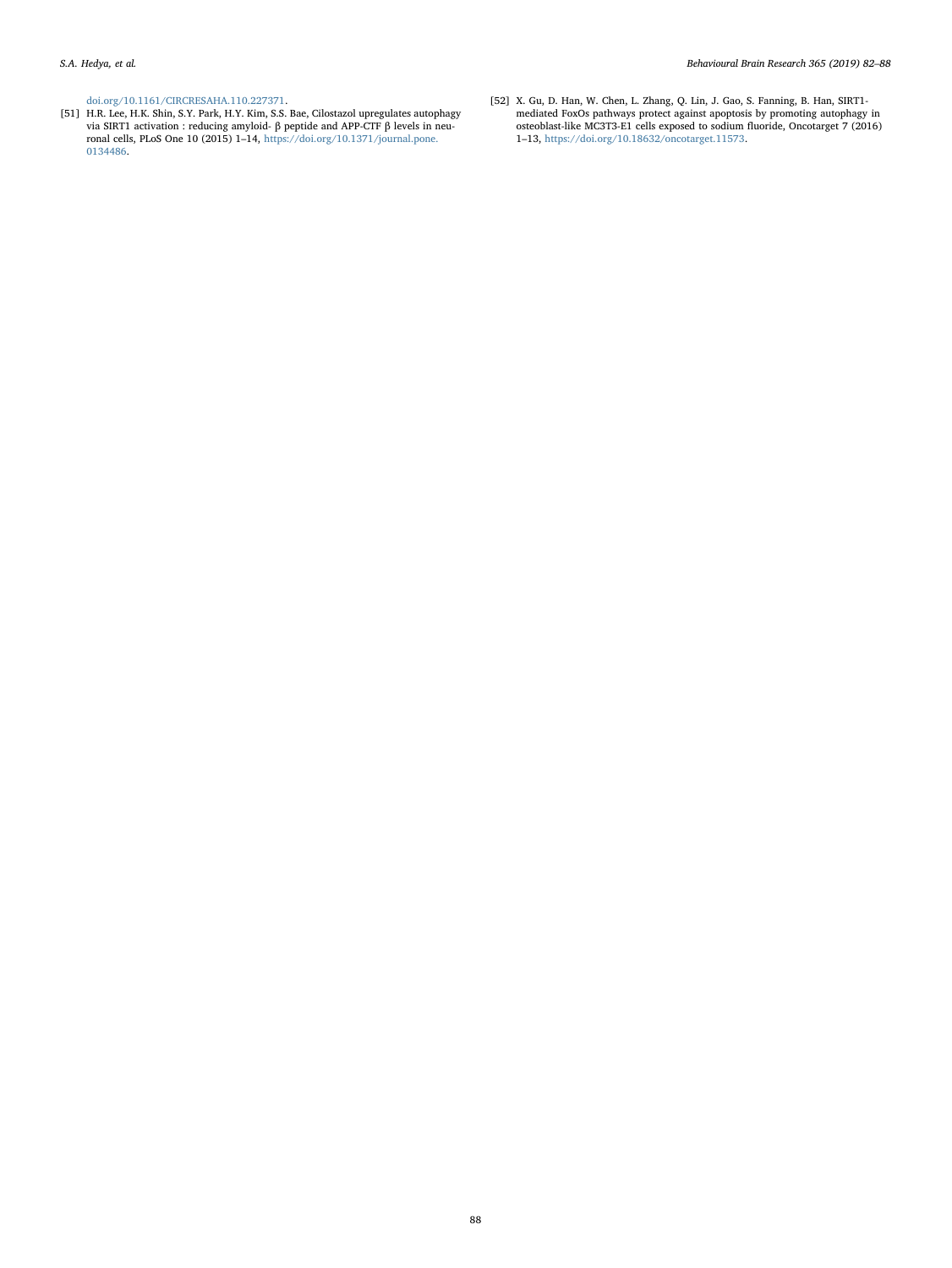doi.org/10.1161/CIRCRESAHA.110.227371.

[51] H.R. Lee, H.K. Shin, S.Y. Park, H.Y. Kim, S.S. Bae, Cilostazol upregulates autophagy via SIRT1 activation : reducing amyloid- β peptide and APP-CTF β levels in neuronal cells, PLoS One 10 (2015) 1–14, https://doi.org/10.1371/journal.pone.0134486.

[52] X. Gu, D. Han, W. Chen, L. Zhang, Q. Lin, J. Gao, S. Fanning, B. Han, SIRT1-mediated FoxOs pathways protect against apoptosis by promoting autophagy in osteoblast-like MC3T3-E1 cells exposed to sodium fluoride, Oncotarget 7 (2016) 1–13, https://doi.org/10.18632/oncotarget.11573.